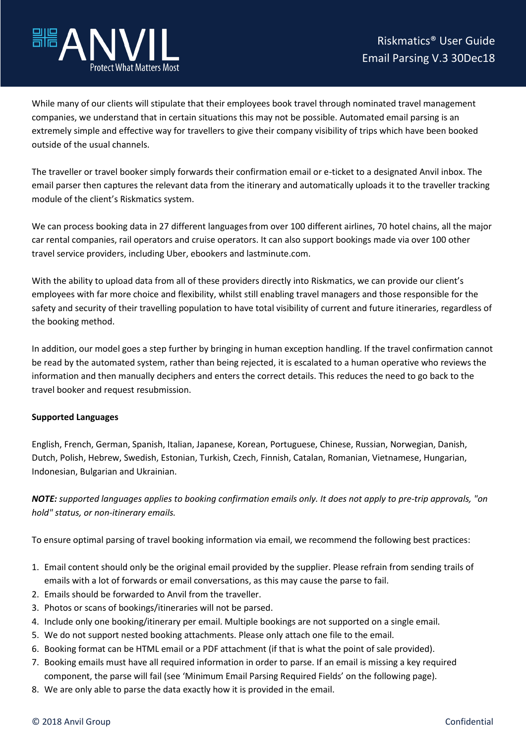# Riskmatics® User Guide
## Email Parsing V.3 30Dec18

While many of our clients will stipulate that their employees book travel through nominated travel management companies, we understand that in certain situations this may not be possible. Automated email parsing is an extremely simple and effective way for travellers to give their company visibility of trips which have been booked outside of the usual channels.

The traveller or travel booker simply forwards their confirmation email or e-ticket to a designated Anvil inbox. The email parser then captures the relevant data from the itinerary and automatically uploads it to the traveller tracking module of the client's Riskmatics system.

We can process booking data in 27 different languages from over 100 different airlines, 70 hotel chains, all the major car rental companies, rail operators and cruise operators. It can also support bookings made via over 100 other travel service providers, including Uber, ebookers and lastminute.com.

With the ability to upload data from all of these providers directly into Riskmatics, we can provide our client's employees with far more choice and flexibility, whilst still enabling travel managers and those responsible for the safety and security of their travelling population to have total visibility of current and future itineraries, regardless of the booking method.

In addition, our model goes a step further by bringing in human exception handling. If the travel confirmation cannot be read by the automated system, rather than being rejected, it is escalated to a human operative who reviews the information and then manually deciphers and enters the correct details. This reduces the need to go back to the travel booker and request resubmission.

**Supported Languages**

English, French, German, Spanish, Italian, Japanese, Korean, Portuguese, Chinese, Russian, Norwegian, Danish, Dutch, Polish, Hebrew, Swedish, Estonian, Turkish, Czech, Finnish, Catalan, Romanian, Vietnamese, Hungarian, Indonesian, Bulgarian and Ukrainian.

***NOTE:*** *supported languages applies to booking confirmation emails only. It does not apply to pre-trip approvals, "on hold" status, or non-itinerary emails.*

To ensure optimal parsing of travel booking information via email, we recommend the following best practices:

1. Email content should only be the original email provided by the supplier. Please refrain from sending trails of emails with a lot of forwards or email conversations, as this may cause the parse to fail.
2. Emails should be forwarded to Anvil from the traveller.
3. Photos or scans of bookings/itineraries will not be parsed.
4. Include only one booking/itinerary per email. Multiple bookings are not supported on a single email.
5. We do not support nested booking attachments. Please only attach one file to the email.
6. Booking format can be HTML email or a PDF attachment (if that is what the point of sale provided).
7. Booking emails must have all required information in order to parse. If an email is missing a key required component, the parse will fail (see 'Minimum Email Parsing Required Fields' on the following page).
8. We are only able to parse the data exactly how it is provided in the email.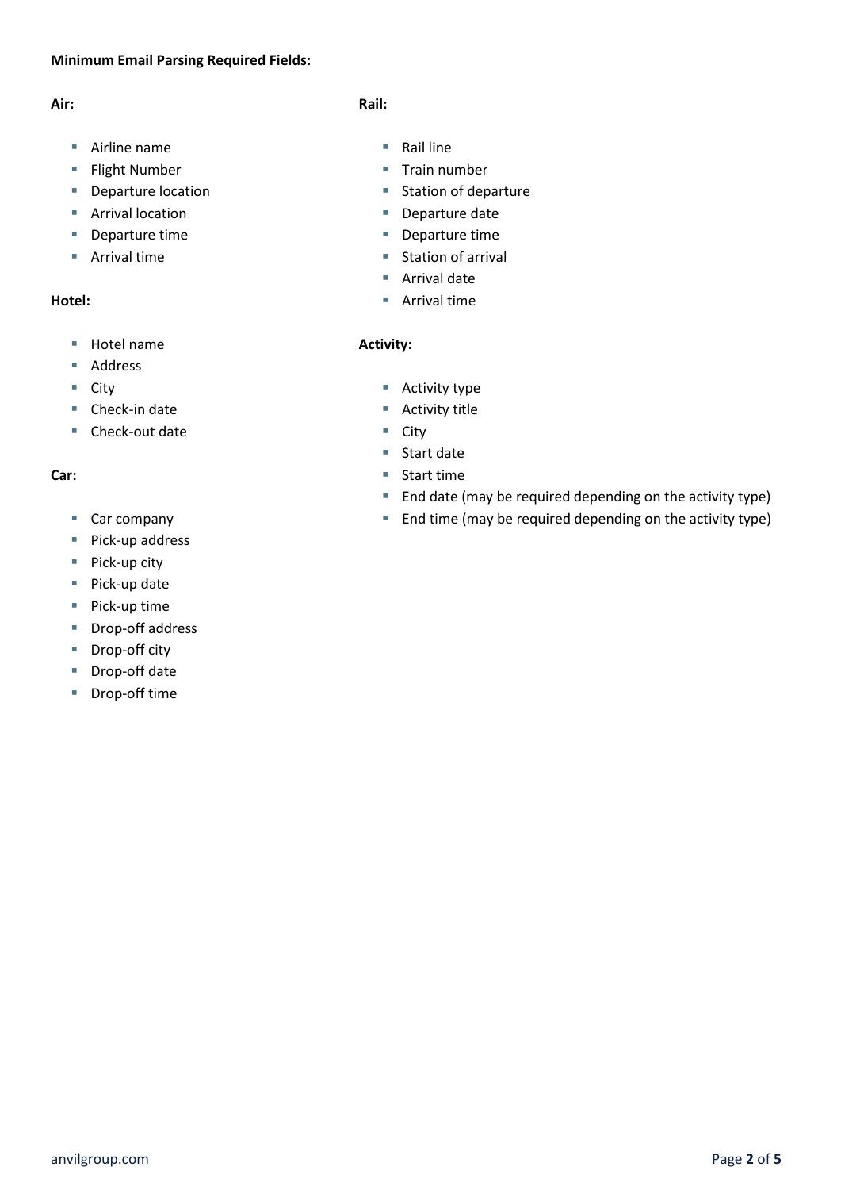**Minimum Email Parsing Required Fields:**

**Air:**

- Airline name
- Flight Number
- Departure location
- Arrival location
- Departure time
- Arrival time

**Hotel:**

- Hotel name
- Address
- City
- Check-in date
- Check-out date

**Car:**

- Car company
- Pick-up address
- Pick-up city
- Pick-up date
- Pick-up time
- Drop-off address
- Drop-off city
- Drop-off date
- Drop-off time

**Rail:**

- Rail line
- Train number
- Station of departure
- Departure date
- Departure time
- Station of arrival
- Arrival date
- Arrival time

**Activity:**

- Activity type
- Activity title
- City
- Start date
- Start time
- End date (may be required depending on the activity type)
- End time (may be required depending on the activity type)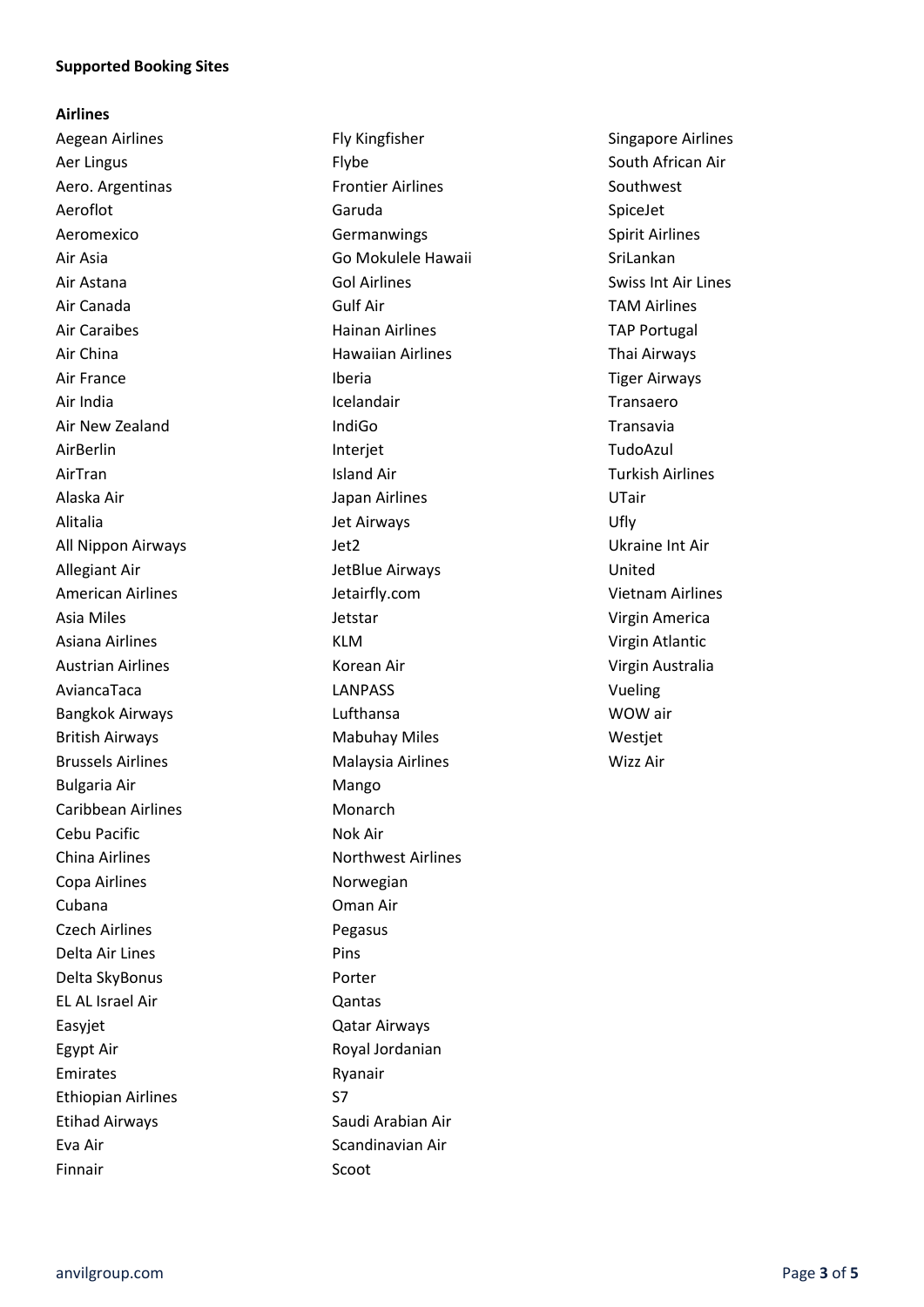**Supported Booking Sites**

**Airlines**

Aegean Airlines
Aer Lingus
Aero. Argentinas
Aeroflot
Aeromexico
Air Asia
Air Astana
Air Canada
Air Caraibes
Air China
Air France
Air India
Air New Zealand
AirBerlin
AirTran
Alaska Air
Alitalia
All Nippon Airways
Allegiant Air
American Airlines
Asia Miles
Asiana Airlines
Austrian Airlines
AviancaTaca
Bangkok Airways
British Airways
Brussels Airlines
Bulgaria Air
Caribbean Airlines
Cebu Pacific
China Airlines
Copa Airlines
Cubana
Czech Airlines
Delta Air Lines
Delta SkyBonus
EL AL Israel Air
Easyjet
Egypt Air
Emirates
Ethiopian Airlines
Etihad Airways
Eva Air
Finnair
Fly Kingfisher
Flybe
Frontier Airlines
Garuda
Germanwings
Go Mokulele Hawaii
Gol Airlines
Gulf Air
Hainan Airlines
Hawaiian Airlines
Iberia
Icelandair
IndiGo
Interjet
Island Air
Japan Airlines
Jet Airways
Jet2
JetBlue Airways
Jetairfly.com
Jetstar
KLM
Korean Air
LANPASS
Lufthansa
Mabuhay Miles
Malaysia Airlines
Mango
Monarch
Nok Air
Northwest Airlines
Norwegian
Oman Air
Pegasus
Pins
Porter
Qantas
Qatar Airways
Royal Jordanian
Ryanair
S7
Saudi Arabian Air
Scandinavian Air
Scoot
Singapore Airlines
South African Air
Southwest
SpiceJet
Spirit Airlines
SriLankan
Swiss Int Air Lines
TAM Airlines
TAP Portugal
Thai Airways
Tiger Airways
Transaero
Transavia
TudoAzul
Turkish Airlines
UTair
Ufly
Ukraine Int Air
United
Vietnam Airlines
Virgin America
Virgin Atlantic
Virgin Australia
Vueling
WOW air
Westjet
Wizz Air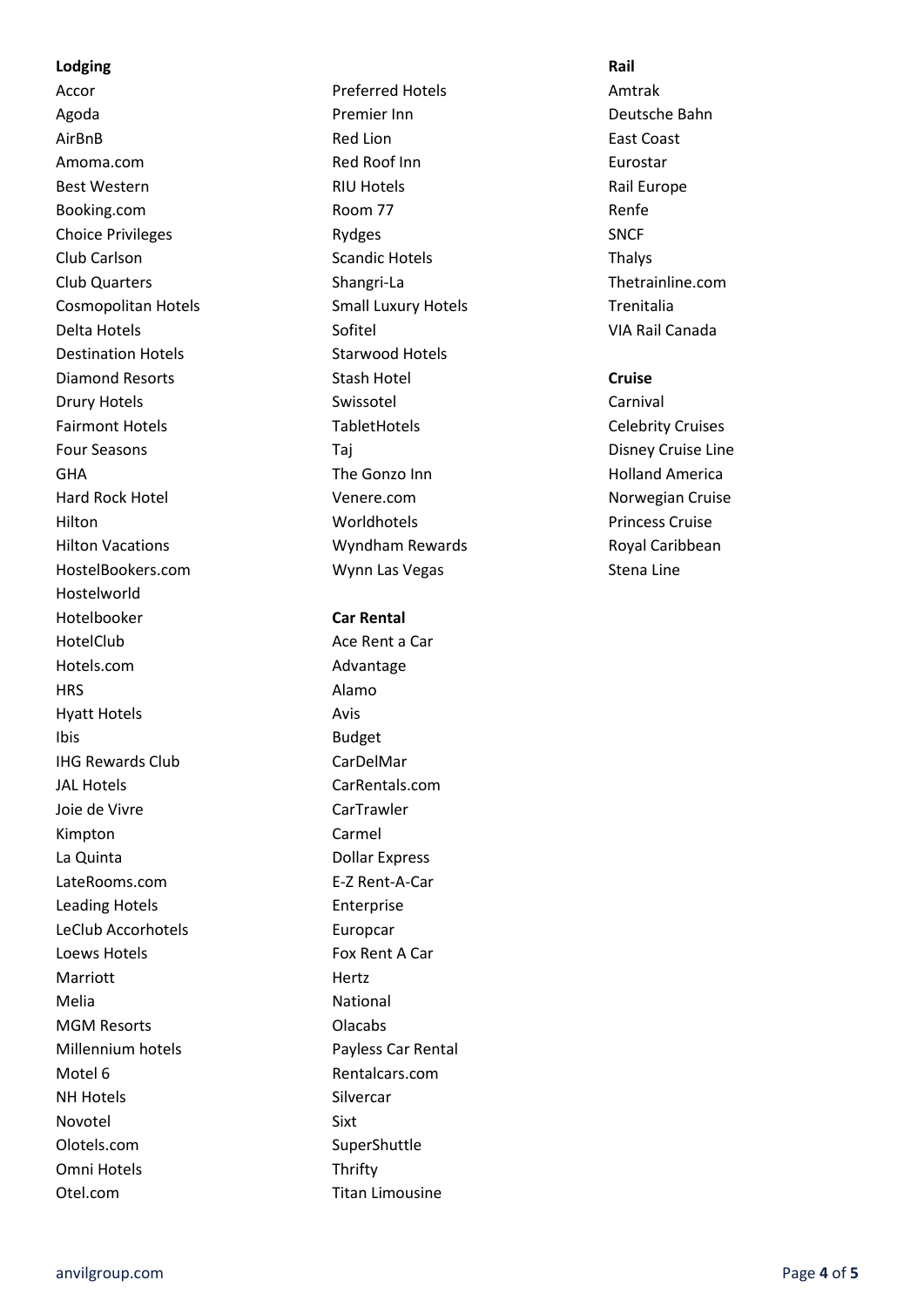**Lodging**

Accor
Agoda
AirBnB
Amoma.com
Best Western
Booking.com
Choice Privileges
Club Carlson
Club Quarters
Cosmopolitan Hotels
Delta Hotels
Destination Hotels
Diamond Resorts
Drury Hotels
Fairmont Hotels
Four Seasons
GHA
Hard Rock Hotel
Hilton
Hilton Vacations
HostelBookers.com
Hostelworld
Hotelbooker
HotelClub
Hotels.com
HRS
Hyatt Hotels
Ibis
IHG Rewards Club
JAL Hotels
Joie de Vivre
Kimpton
La Quinta
LateRooms.com
Leading Hotels
LeClub Accorhotels
Loews Hotels
Marriott
Melia
MGM Resorts
Millennium hotels
Motel 6
NH Hotels
Novotel
Olotels.com
Omni Hotels
Otel.com
Preferred Hotels
Premier Inn
Red Lion
Red Roof Inn
RIU Hotels
Room 77
Rydges
Scandic Hotels
Shangri-La
Small Luxury Hotels
Sofitel
Starwood Hotels
Stash Hotel
Swissotel
TabletHotels
Taj
The Gonzo Inn
Venere.com
Worldhotels
Wyndham Rewards
Wynn Las Vegas

**Car Rental**

Ace Rent a Car
Advantage
Alamo
Avis
Budget
CarDelMar
CarRentals.com
CarTrawler
Carmel
Dollar Express
E-Z Rent-A-Car
Enterprise
Europcar
Fox Rent A Car
Hertz
National
Olacabs
Payless Car Rental
Rentalcars.com
Silvercar
Sixt
SuperShuttle
Thrifty
Titan Limousine

**Rail**

Amtrak
Deutsche Bahn
East Coast
Eurostar
Rail Europe
Renfe
SNCF
Thalys
Thetrainline.com
Trenitalia
VIA Rail Canada

**Cruise**

Carnival
Celebrity Cruises
Disney Cruise Line
Holland America
Norwegian Cruise
Princess Cruise
Royal Caribbean
Stena Line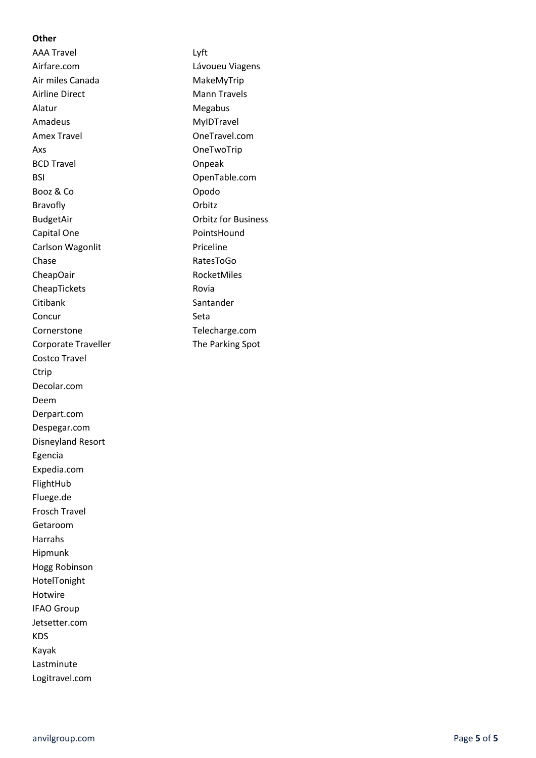**Other**

AAA Travel
Airfare.com
Air miles Canada
Airline Direct
Alatur
Amadeus
Amex Travel
Axs
BCD Travel
BSI
Booz & Co
Bravofly
BudgetAir
Capital One
Carlson Wagonlit
Chase
CheapOair
CheapTickets
Citibank
Concur
Cornerstone
Corporate Traveller
Costco Travel
Ctrip
Decolar.com
Deem
Derpart.com
Despegar.com
Disneyland Resort
Egencia
Expedia.com
FlightHub
Fluege.de
Frosch Travel
Getaroom
Harrahs
Hipmunk
Hogg Robinson
HotelTonight
Hotwire
IFAO Group
Jetsetter.com
KDS
Kayak
Lastminute
Logitravel.com
Lyft
Lávoueu Viagens
MakeMyTrip
Mann Travels
Megabus
MyIDTravel
OneTravel.com
OneTwoTrip
Onpeak
OpenTable.com
Opodo
Orbitz
Orbitz for Business
PointsHound
Priceline
RatesToGo
RocketMiles
Rovia
Santander
Seta
Telecharge.com
The Parking Spot

anvilgroup.com